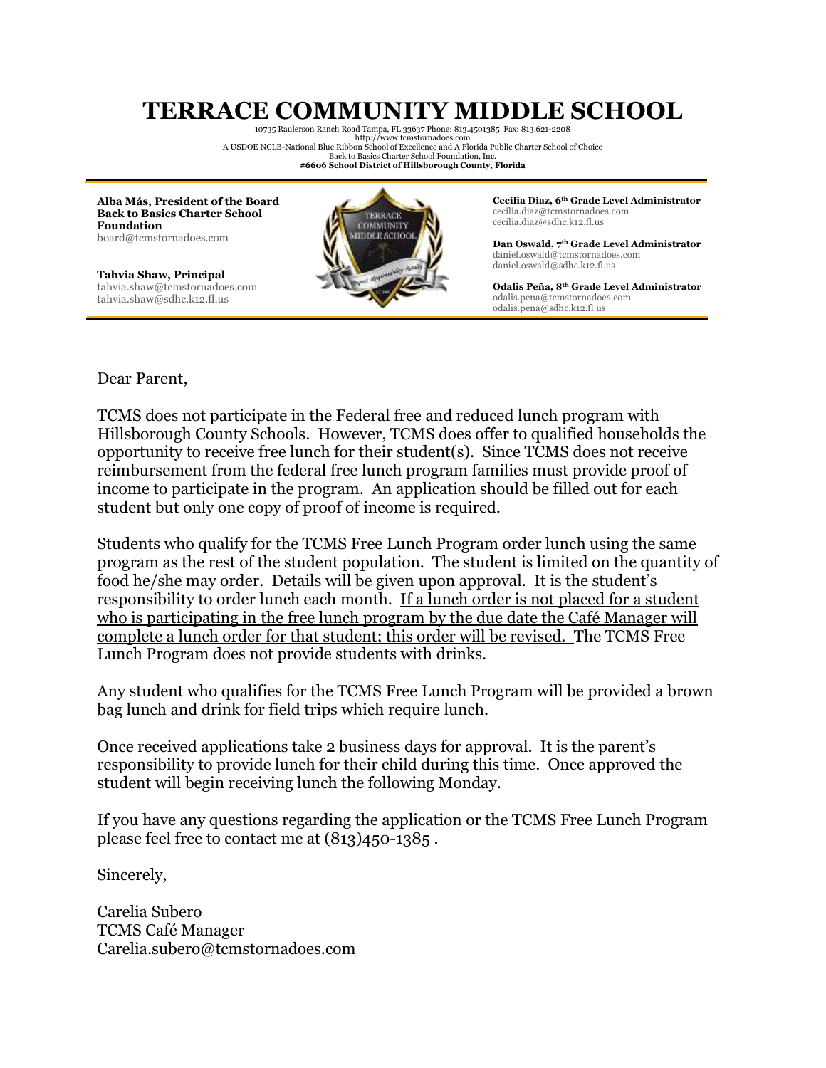# TERRACE COMMUNITY MIDDLE SCHOOL

10735 Raulerson Ranch Road Tampa, FL 33637 Phone: 813.4501385 Fax: 813.621-2208
http://www.tcmstornadoes.com
A USDOE NCLB-National Blue Ribbon School of Excellence and A Florida Public Charter School of Choice
Back to Basics Charter School Foundation, Inc.
**#6606 School District of Hillsborough County, Florida**

**Alba Más, President of the Board**
**Back to Basics Charter School Foundation**
board@tcmstornadoes.com

**Tahvia Shaw, Principal**
tahvia.shaw@tcmstornadoes.com
tahvia.shaw@sdhc.k12.fl.us

**Cecilia Diaz, 6th Grade Level Administrator**
cecilia.diaz@tcmstornadoes.com
cecilia.diaz@sdhc.k12.fl.us

**Dan Oswald, 7th Grade Level Administrator**
daniel.oswald@tcmstornadoes.com
daniel.oswald@sdhc.k12.fl.us

**Odalis Peña, 8th Grade Level Administrator**
odalis.pena@tcmstornadoes.com
odalis.pena@sdhc.k12.fl.us

Dear Parent,

TCMS does not participate in the Federal free and reduced lunch program with Hillsborough County Schools. However, TCMS does offer to qualified households the opportunity to receive free lunch for their student(s). Since TCMS does not receive reimbursement from the federal free lunch program families must provide proof of income to participate in the program. An application should be filled out for each student but only one copy of proof of income is required.

Students who qualify for the TCMS Free Lunch Program order lunch using the same program as the rest of the student population. The student is limited on the quantity of food he/she may order. Details will be given upon approval. It is the student's responsibility to order lunch each month. <u>If a lunch order is not placed for a student who is participating in the free lunch program by the due date the Café Manager will complete a lunch order for that student; this order will be revised.</u> The TCMS Free Lunch Program does not provide students with drinks.

Any student who qualifies for the TCMS Free Lunch Program will be provided a brown bag lunch and drink for field trips which require lunch.

Once received applications take 2 business days for approval. It is the parent's responsibility to provide lunch for their child during this time. Once approved the student will begin receiving lunch the following Monday.

If you have any questions regarding the application or the TCMS Free Lunch Program please feel free to contact me at (813)450-1385 .

Sincerely,

Carelia Subero
TCMS Café Manager
Carelia.subero@tcmstornadoes.com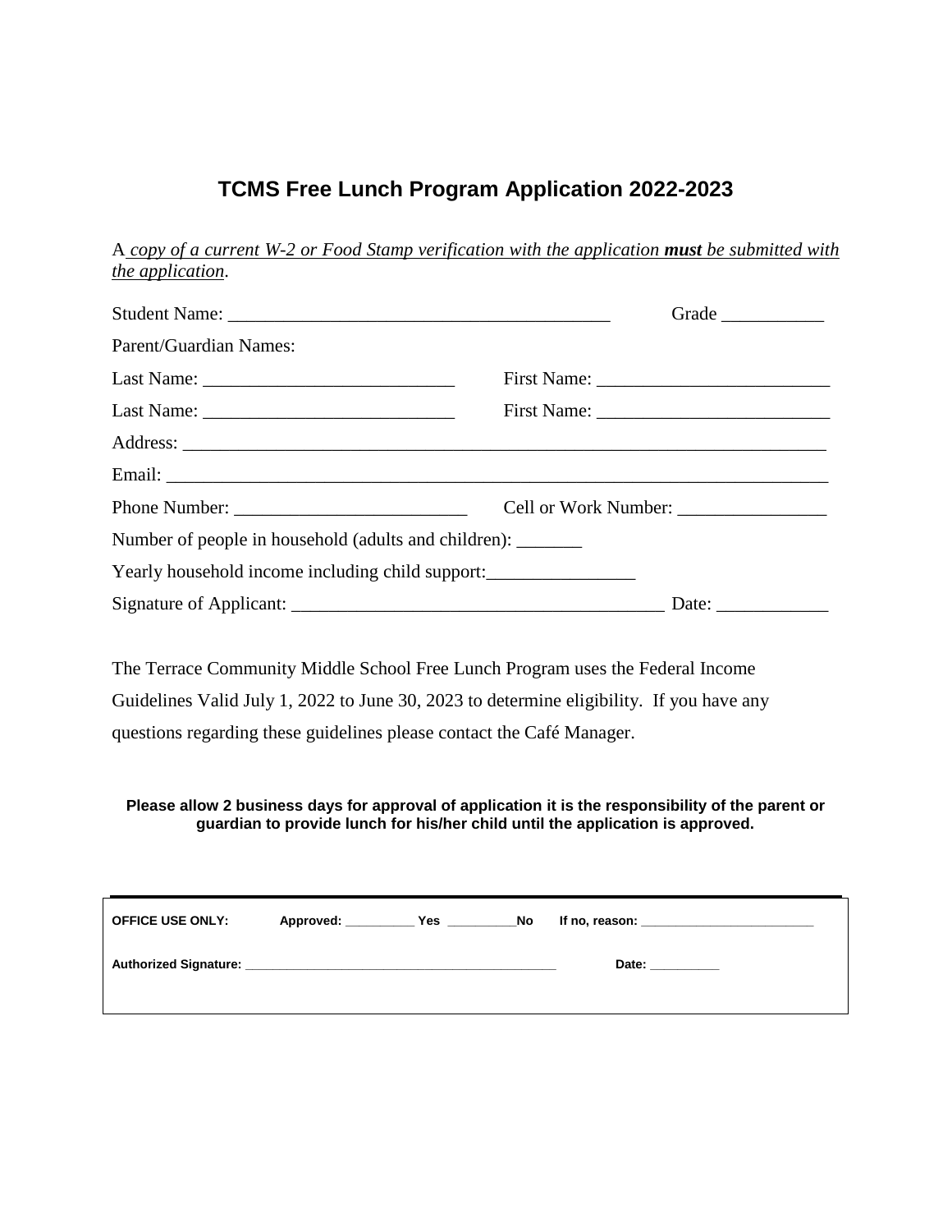# TCMS Free Lunch Program Application 2022-2023

A *copy of a current W-2 or Food Stamp verification with the application **must** be submitted with the application*.

Student Name: ________________________________________ Grade ___________

Parent/Guardian Names:

Last Name: ___________________________ First Name: _________________________

Last Name: ___________________________ First Name: _________________________

Address: ________________________________________________________________

Email: __________________________________________________________________

Phone Number: _________________________ Cell or Work Number: ________________

Number of people in household (adults and children): _______

Yearly household income including child support:________________

Signature of Applicant: ________________________________________ Date: ____________

The Terrace Community Middle School Free Lunch Program uses the Federal Income Guidelines Valid July 1, 2022 to June 30, 2023 to determine eligibility. If you have any questions regarding these guidelines please contact the Café Manager.

**Please allow 2 business days for approval of application it is the responsibility of the parent or guardian to provide lunch for his/her child until the application is approved.**

**OFFICE USE ONLY:** **Approved: __________ Yes __________No** **If no, reason: ________________________**

**Authorized Signature: ____________________________________________** **Date: __________**